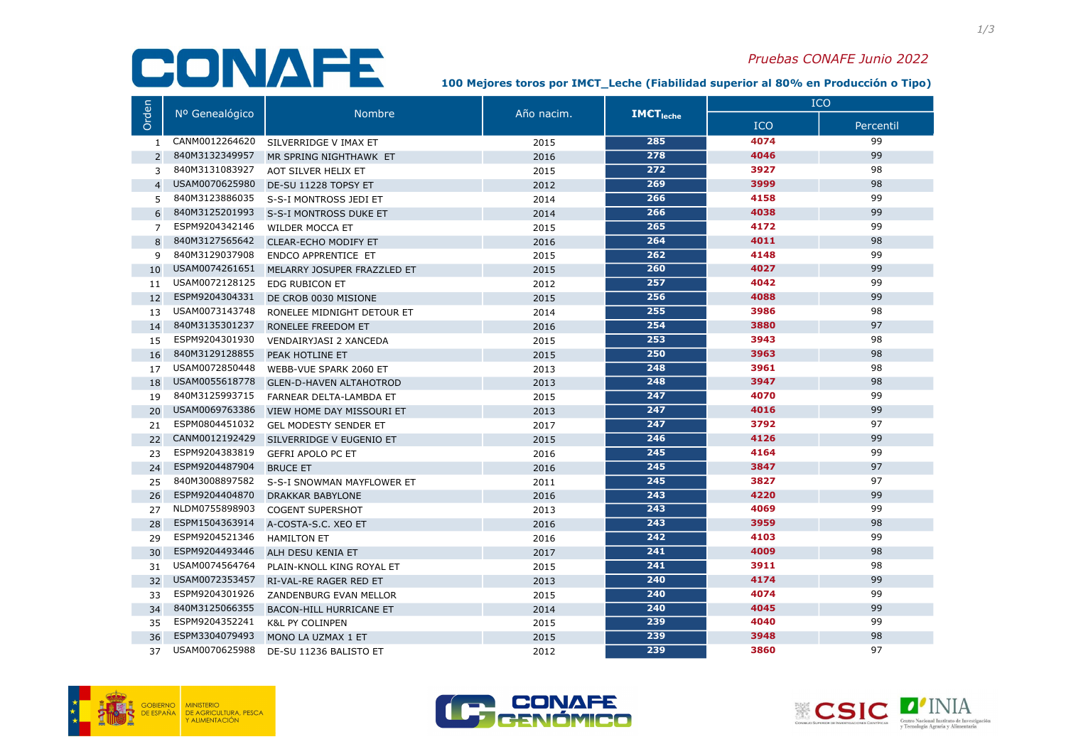# CONAFE

*Pruebas CONAFE Junio 2022*

**100 Mejores toros por IM€T_Leche (Fiabilidad superior al 80% en Producción o Tipo)**

| Orden | Nº Genealógico | Nombre | Año nacim. | $IM€T_{leche}$ | ICO | |
|---|---|---|---|---|---|---|
| | | | | | ICO | Percentil |
| 1 | CANM0012264620 | SILVERRIDGE V IMAX ET | 2015 | 285 | 4074 | 99 |
| 2 | 840M3132349957 | MR SPRING NIGHTHAWK ET | 2016 | 278 | 4046 | 99 |
| 3 | 840M3131083927 | AOT SILVER HELIX ET | 2015 | 272 | 3927 | 98 |
| 4 | USAM0070625980 | DE-SU 11228 TOPSY ET | 2012 | 269 | 3999 | 98 |
| 5 | 840M3123886035 | S-S-I MONTROSS JEDI ET | 2014 | 266 | 4158 | 99 |
| 6 | 840M3125201993 | S-S-I MONTROSS DUKE ET | 2014 | 266 | 4038 | 99 |
| 7 | ESPM9204342146 | WILDER MOCCA ET | 2015 | 265 | 4172 | 99 |
| 8 | 840M3127565642 | CLEAR-ECHO MODIFY ET | 2016 | 264 | 4011 | 98 |
| 9 | 840M3129037908 | ENDCO APPRENTICE ET | 2015 | 262 | 4148 | 99 |
| 10 | USAM0074261651 | MELARRY JOSUPER FRAZZLED ET | 2015 | 260 | 4027 | 99 |
| 11 | USAM0072128125 | EDG RUBICON ET | 2012 | 257 | 4042 | 99 |
| 12 | ESPM9204304331 | DE CROB 0030 MISIONE | 2015 | 256 | 4088 | 99 |
| 13 | USAM0073143748 | RONELEE MIDNIGHT DETOUR ET | 2014 | 255 | 3986 | 98 |
| 14 | 840M3135301237 | RONELEE FREEDOM ET | 2016 | 254 | 3880 | 97 |
| 15 | ESPM9204301930 | VENDAIRYJASI 2 XANCEDA | 2015 | 253 | 3943 | 98 |
| 16 | 840M3129128855 | PEAK HOTLINE ET | 2015 | 250 | 3963 | 98 |
| 17 | USAM0072850448 | WEBB-VUE SPARK 2060 ET | 2013 | 248 | 3961 | 98 |
| 18 | USAM0055618778 | GLEN-D-HAVEN ALTAHOTROD | 2013 | 248 | 3947 | 98 |
| 19 | 840M3125993715 | FARNEAR DELTA-LAMBDA ET | 2015 | 247 | 4070 | 99 |
| 20 | USAM0069763386 | VIEW HOME DAY MISSOURI ET | 2013 | 247 | 4016 | 99 |
| 21 | ESPM0804451032 | GEL MODESTY SENDER ET | 2017 | 247 | 3792 | 97 |
| 22 | CANM0012192429 | SILVERRIDGE V EUGENIO ET | 2015 | 246 | 4126 | 99 |
| 23 | ESPM9204383819 | GEFRI APOLO PC ET | 2016 | 245 | 4164 | 99 |
| 24 | ESPM9204487904 | BRUCE ET | 2016 | 245 | 3847 | 97 |
| 25 | 840M3008897582 | S-S-I SNOWMAN MAYFLOWER ET | 2011 | 245 | 3827 | 97 |
| 26 | ESPM9204404870 | DRAKKAR BABYLONE | 2016 | 243 | 4220 | 99 |
| 27 | NLDM0755898903 | COGENT SUPERSHOT | 2013 | 243 | 4069 | 99 |
| 28 | ESPM1504363914 | A-COSTA-S.C. XEO ET | 2016 | 243 | 3959 | 98 |
| 29 | ESPM9204521346 | HAMILTON ET | 2016 | 242 | 4103 | 99 |
| 30 | ESPM9204493446 | ALH DESU KENIA ET | 2017 | 241 | 4009 | 98 |
| 31 | USAM0074564764 | PLAIN-KNOLL KING ROYAL ET | 2015 | 241 | 3911 | 98 |
| 32 | USAM0072353457 | RI-VAL-RE RAGER RED ET | 2013 | 240 | 4174 | 99 |
| 33 | ESPM9204301926 | ZANDENBURG EVAN MELLOR | 2015 | 240 | 4074 | 99 |
| 34 | 840M3125066355 | BACON-HILL HURRICANE ET | 2014 | 240 | 4045 | 99 |
| 35 | ESPM9204352241 | K&L PY COLINPEN | 2015 | 239 | 4040 | 99 |
| 36 | ESPM3304079493 | MONO LA UZMAX 1 ET | 2015 | 239 | 3948 | 98 |
| 37 | USAM0070625988 | DE-SU 11236 BALISTO ET | 2012 | 239 | 3860 | 97 |

GOBIERNO DE ESPAÑA | MINISTERIO DE AGRICULTURA, PESCA Y ALIMENTACIÓN

CONAFE GENÓMICO

CSIC — Consejo Superior de Investigaciones Científicas | INIA — Centro Nacional Instituto de Investigación y Tecnología Agraria y Alimentaria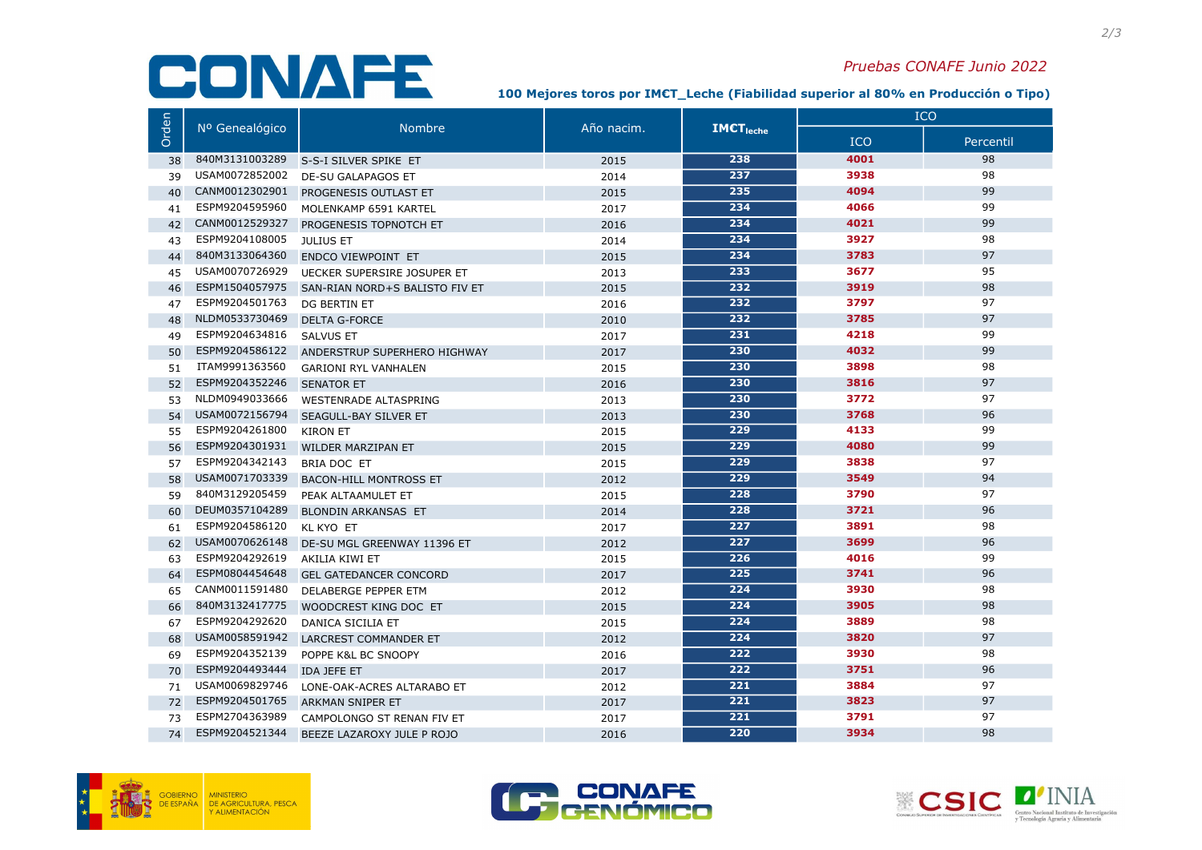# CONAFE

*Pruebas CONAFE Junio 2022*

**100 Mejores toros por IM€T_Leche (Fiabilidad superior al 80% en Producción o Tipo)**

| Orden | Nº Genealógico | Nombre | Año nacim. | IM€T$_{leche}$ | ICO | |
|---|---|---|---|---|---|---|
| | | | | | ICO | Percentil |
| 38 | 840M3131003289 | S-S-I SILVER SPIKE ET | 2015 | 238 | 4001 | 98 |
| 39 | USAM0072852002 | DE-SU GALAPAGOS ET | 2014 | 237 | 3938 | 98 |
| 40 | CANM0012302901 | PROGENESIS OUTLAST ET | 2015 | 235 | 4094 | 99 |
| 41 | ESPM9204595960 | MOLENKAMP 6591 KARTEL | 2017 | 234 | 4066 | 99 |
| 42 | CANM0012529327 | PROGENESIS TOPNOTCH ET | 2016 | 234 | 4021 | 99 |
| 43 | ESPM9204108005 | JULIUS ET | 2014 | 234 | 3927 | 98 |
| 44 | 840M3133064360 | ENDCO VIEWPOINT ET | 2015 | 234 | 3783 | 97 |
| 45 | USAM0070726929 | UECKER SUPERSIRE JOSUPER ET | 2013 | 233 | 3677 | 95 |
| 46 | ESPM1504057975 | SAN-RIAN NORD+S BALISTO FIV ET | 2015 | 232 | 3919 | 98 |
| 47 | ESPM9204501763 | DG BERTIN ET | 2016 | 232 | 3797 | 97 |
| 48 | NLDM0533730469 | DELTA G-FORCE | 2010 | 232 | 3785 | 97 |
| 49 | ESPM9204634816 | SALVUS ET | 2017 | 231 | 4218 | 99 |
| 50 | ESPM9204586122 | ANDERSTRUP SUPERHERO HIGHWAY | 2017 | 230 | 4032 | 99 |
| 51 | ITAM9991363560 | GARIONI RYL VANHALEN | 2015 | 230 | 3898 | 98 |
| 52 | ESPM9204352246 | SENATOR ET | 2016 | 230 | 3816 | 97 |
| 53 | NLDM0949033666 | WESTENRADE ALTASPRING | 2013 | 230 | 3772 | 97 |
| 54 | USAM0072156794 | SEAGULL-BAY SILVER ET | 2013 | 230 | 3768 | 96 |
| 55 | ESPM9204261800 | KIRON ET | 2015 | 229 | 4133 | 99 |
| 56 | ESPM9204301931 | WILDER MARZIPAN ET | 2015 | 229 | 4080 | 99 |
| 57 | ESPM9204342143 | BRIA DOC ET | 2015 | 229 | 3838 | 97 |
| 58 | USAM0071703339 | BACON-HILL MONTROSS ET | 2012 | 229 | 3549 | 94 |
| 59 | 840M3129205459 | PEAK ALTAAMULET ET | 2015 | 228 | 3790 | 97 |
| 60 | DEUM0357104289 | BLONDIN ARKANSAS ET | 2014 | 228 | 3721 | 96 |
| 61 | ESPM9204586120 | KL KYO ET | 2017 | 227 | 3891 | 98 |
| 62 | USAM0070626148 | DE-SU MGL GREENWAY 11396 ET | 2012 | 227 | 3699 | 96 |
| 63 | ESPM9204292619 | AKILIA KIWI ET | 2015 | 226 | 4016 | 99 |
| 64 | ESPM0804454648 | GEL GATEDANCER CONCORD | 2017 | 225 | 3741 | 96 |
| 65 | CANM0011591480 | DELABERGE PEPPER ETM | 2012 | 224 | 3930 | 98 |
| 66 | 840M3132417775 | WOODCREST KING DOC ET | 2015 | 224 | 3905 | 98 |
| 67 | ESPM9204292620 | DANICA SICILIA ET | 2015 | 224 | 3889 | 98 |
| 68 | USAM0058591942 | LARCREST COMMANDER ET | 2012 | 224 | 3820 | 97 |
| 69 | ESPM9204352139 | POPPE K&L BC SNOOPY | 2016 | 222 | 3930 | 98 |
| 70 | ESPM9204493444 | IDA JEFE ET | 2017 | 222 | 3751 | 96 |
| 71 | USAM0069829746 | LONE-OAK-ACRES ALTARABO ET | 2012 | 221 | 3884 | 97 |
| 72 | ESPM9204501765 | ARKMAN SNIPER ET | 2017 | 221 | 3823 | 97 |
| 73 | ESPM2704363989 | CAMPOLONGO ST RENAN FIV ET | 2017 | 221 | 3791 | 97 |
| 74 | ESPM9204521344 | BEEZE LAZAROXY JULE P ROJO | 2016 | 220 | 3934 | 98 |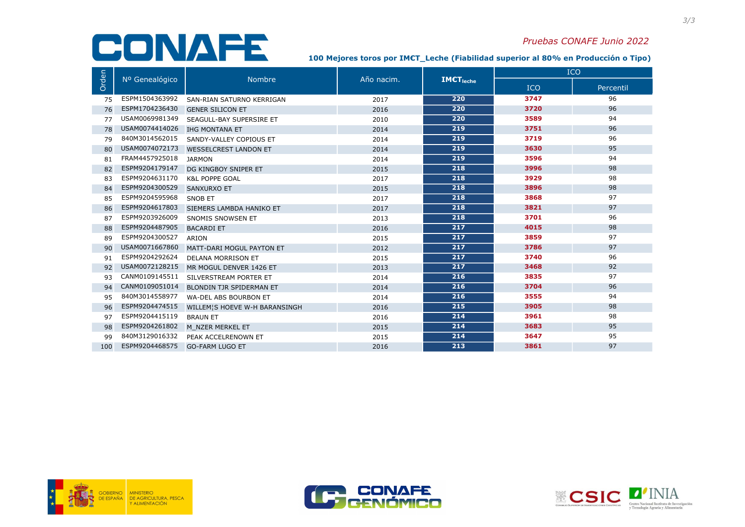# CONAFE

*Pruebas CONAFE Junio 2022*

**100 Mejores toros por IM€T_Leche (Fiabilidad superior al 80% en Producción o Tipo)**

| Orden | Nº Genealógico | Nombre | Año nacim. | IM€T$_{leche}$ | ICO | |
|---|---|---|---|---|---|---|
| | | | | | ICO | Percentil |
| 75 | ESPM1504363992 | SAN-RIAN SATURNO KERRIGAN | 2017 | 220 | 3747 | 96 |
| 76 | ESPM1704236430 | GENER SILICON ET | 2016 | 220 | 3720 | 96 |
| 77 | USAM0069981349 | SEAGULL-BAY SUPERSIRE ET | 2010 | 220 | 3589 | 94 |
| 78 | USAM0074414026 | IHG MONTANA ET | 2014 | 219 | 3751 | 96 |
| 79 | 840M3014562015 | SANDY-VALLEY COPIOUS ET | 2014 | 219 | 3719 | 96 |
| 80 | USAM0074072173 | WESSELCREST LANDON ET | 2014 | 219 | 3630 | 95 |
| 81 | FRAM4457925018 | JARMON | 2014 | 219 | 3596 | 94 |
| 82 | ESPM9204179147 | DG KINGBOY SNIPER ET | 2015 | 218 | 3996 | 98 |
| 83 | ESPM9204631170 | K&L POPPE GOAL | 2017 | 218 | 3929 | 98 |
| 84 | ESPM9204300529 | SANXURXO ET | 2015 | 218 | 3896 | 98 |
| 85 | ESPM9204595968 | SNOB ET | 2017 | 218 | 3868 | 97 |
| 86 | ESPM9204617803 | SIEMERS LAMBDA HANIKO ET | 2017 | 218 | 3821 | 97 |
| 87 | ESPM9203926009 | SNOMIS SNOWSEN ET | 2013 | 218 | 3701 | 96 |
| 88 | ESPM9204487905 | BACARDI ET | 2016 | 217 | 4015 | 98 |
| 89 | ESPM9204300527 | ARION | 2015 | 217 | 3859 | 97 |
| 90 | USAM0071667860 | MATT-DARI MOGUL PAYTON ET | 2012 | 217 | 3786 | 97 |
| 91 | ESPM9204292624 | DELANA MORRISON ET | 2015 | 217 | 3740 | 96 |
| 92 | USAM0072128215 | MR MOGUL DENVER 1426 ET | 2013 | 217 | 3468 | 92 |
| 93 | CANM0109145511 | SILVERSTREAM PORTER ET | 2014 | 216 | 3835 | 97 |
| 94 | CANM0109051014 | BLONDIN TJR SPIDERMAN ET | 2014 | 216 | 3704 | 96 |
| 95 | 840M3014558977 | WA-DEL ABS BOURBON ET | 2014 | 216 | 3555 | 94 |
| 96 | ESPM9204474515 | WILLEM¦S HOEVE W-H BARANSINGH | 2016 | 215 | 3905 | 98 |
| 97 | ESPM9204415119 | BRAUN ET | 2016 | 214 | 3961 | 98 |
| 98 | ESPM9204261802 | M_NZER MERKEL ET | 2015 | 214 | 3683 | 95 |
| 99 | 840M3129016332 | PEAK ACCELRENOWN ET | 2015 | 214 | 3647 | 95 |
| 100 | ESPM9204468575 | GO-FARM LUGO ET | 2016 | 213 | 3861 | 97 |

GOBIERNO DE ESPAÑA | MINISTERIO DE AGRICULTURA, PESCA Y ALIMENTACIÓN

CONAFE GENÓMICO

CSIC — Consejo Superior de Investigaciones Científicas

INIA — Centro Nacional Instituto de Investigación y Tecnología Agraria y Alimentaria